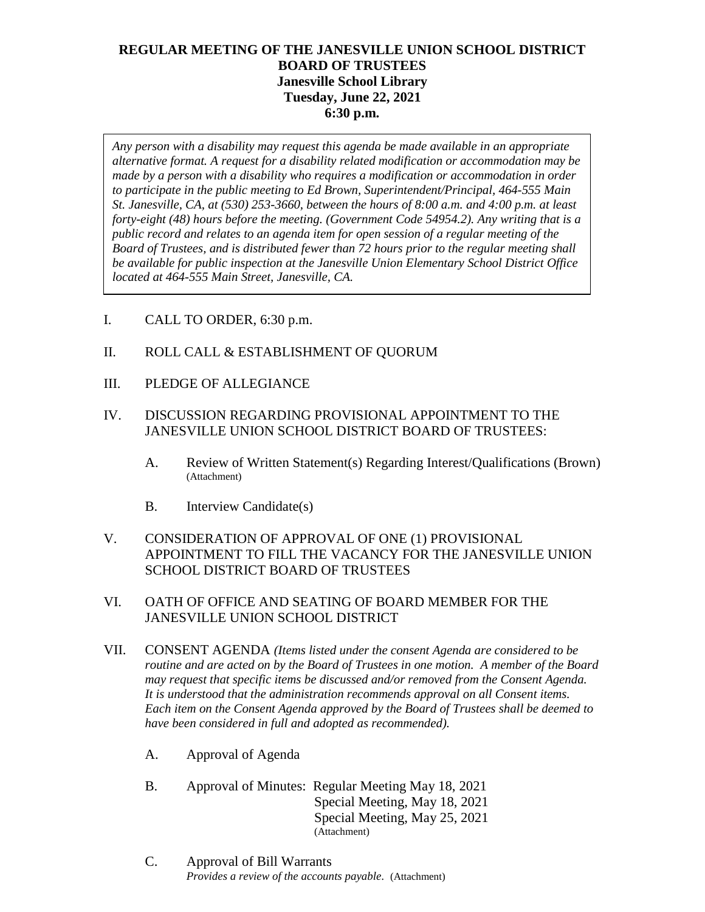**REGULAR MEETING OF THE JANESVILLE UNION SCHOOL DISTRICT**
**BOARD OF TRUSTEES**
**Janesville School Library**
**Tuesday, June 22, 2021**
**6:30 p.m.**

*Any person with a disability may request this agenda be made available in an appropriate alternative format. A request for a disability related modification or accommodation may be made by a person with a disability who requires a modification or accommodation in order to participate in the public meeting to Ed Brown, Superintendent/Principal, 464-555 Main St. Janesville, CA, at (530) 253-3660, between the hours of 8:00 a.m. and 4:00 p.m. at least forty-eight (48) hours before the meeting. (Government Code 54954.2). Any writing that is a public record and relates to an agenda item for open session of a regular meeting of the Board of Trustees, and is distributed fewer than 72 hours prior to the regular meeting shall be available for public inspection at the Janesville Union Elementary School District Office located at 464-555 Main Street, Janesville, CA.*

I. CALL TO ORDER, 6:30 p.m.

II. ROLL CALL & ESTABLISHMENT OF QUORUM

III. PLEDGE OF ALLEGIANCE

IV. DISCUSSION REGARDING PROVISIONAL APPOINTMENT TO THE JANESVILLE UNION SCHOOL DISTRICT BOARD OF TRUSTEES:

   A. Review of Written Statement(s) Regarding Interest/Qualifications (Brown) (Attachment)

   B. Interview Candidate(s)

V. CONSIDERATION OF APPROVAL OF ONE (1) PROVISIONAL APPOINTMENT TO FILL THE VACANCY FOR THE JANESVILLE UNION SCHOOL DISTRICT BOARD OF TRUSTEES

VI. OATH OF OFFICE AND SEATING OF BOARD MEMBER FOR THE JANESVILLE UNION SCHOOL DISTRICT

VII. CONSENT AGENDA *(Items listed under the consent Agenda are considered to be routine and are acted on by the Board of Trustees in one motion. A member of the Board may request that specific items be discussed and/or removed from the Consent Agenda. It is understood that the administration recommends approval on all Consent items. Each item on the Consent Agenda approved by the Board of Trustees shall be deemed to have been considered in full and adopted as recommended).*

   A. Approval of Agenda

   B. Approval of Minutes: Regular Meeting May 18, 2021
      Special Meeting, May 18, 2021
      Special Meeting, May 25, 2021
      (Attachment)

   C. Approval of Bill Warrants
      *Provides a review of the accounts payable*. (Attachment)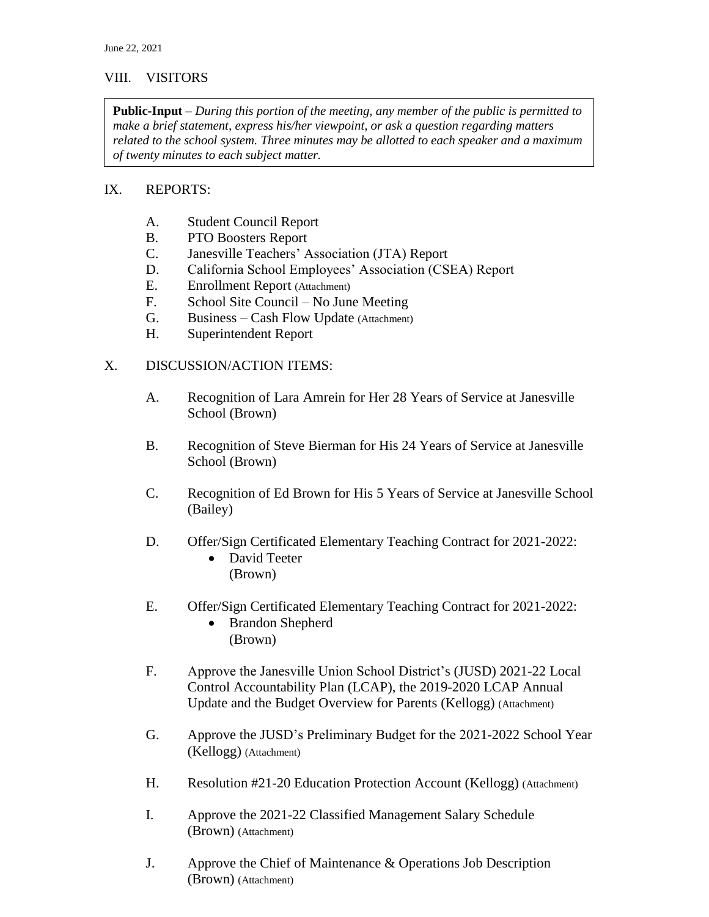## VIII. VISITORS

> **Public-Input** – *During this portion of the meeting, any member of the public is permitted to make a brief statement, express his/her viewpoint, or ask a question regarding matters related to the school system. Three minutes may be allotted to each speaker and a maximum of twenty minutes to each subject matter.*

## IX. REPORTS:

A. Student Council Report
B. PTO Boosters Report
C. Janesville Teachers' Association (JTA) Report
D. California School Employees' Association (CSEA) Report
E. Enrollment Report (Attachment)
F. School Site Council – No June Meeting
G. Business – Cash Flow Update (Attachment)
H. Superintendent Report

## X. DISCUSSION/ACTION ITEMS:

A. Recognition of Lara Amrein for Her 28 Years of Service at Janesville School (Brown)

B. Recognition of Steve Bierman for His 24 Years of Service at Janesville School (Brown)

C. Recognition of Ed Brown for His 5 Years of Service at Janesville School (Bailey)

D. Offer/Sign Certificated Elementary Teaching Contract for 2021-2022:
- David Teeter

(Brown)

E. Offer/Sign Certificated Elementary Teaching Contract for 2021-2022:
- Brandon Shepherd

(Brown)

F. Approve the Janesville Union School District's (JUSD) 2021-22 Local Control Accountability Plan (LCAP), the 2019-2020 LCAP Annual Update and the Budget Overview for Parents (Kellogg) (Attachment)

G. Approve the JUSD's Preliminary Budget for the 2021-2022 School Year (Kellogg) (Attachment)

H. Resolution #21-20 Education Protection Account (Kellogg) (Attachment)

I. Approve the 2021-22 Classified Management Salary Schedule (Brown) (Attachment)

J. Approve the Chief of Maintenance & Operations Job Description (Brown) (Attachment)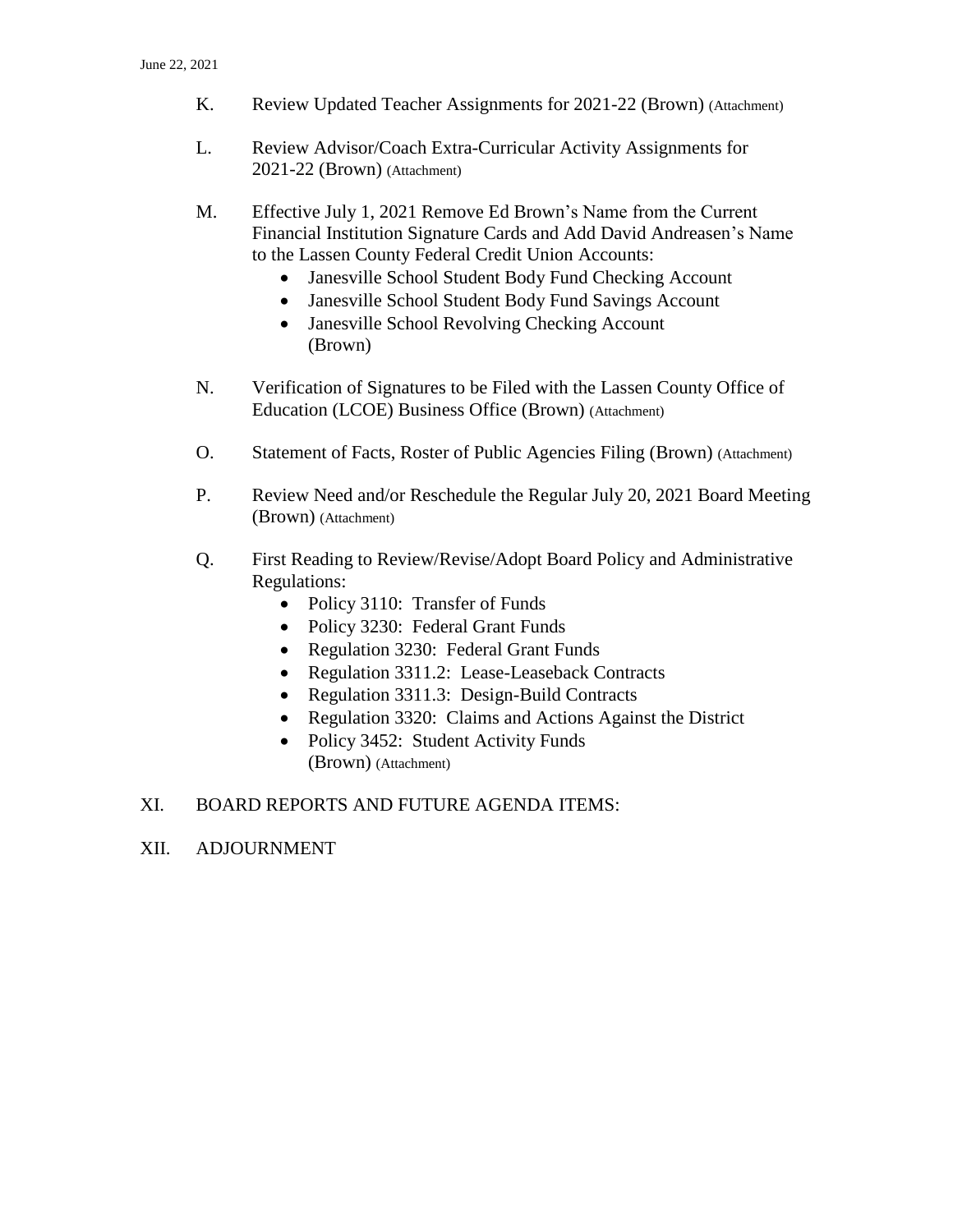K. Review Updated Teacher Assignments for 2021-22 (Brown) (Attachment)

L. Review Advisor/Coach Extra-Curricular Activity Assignments for 2021-22 (Brown) (Attachment)

M. Effective July 1, 2021 Remove Ed Brown's Name from the Current Financial Institution Signature Cards and Add David Andreasen's Name to the Lassen County Federal Credit Union Accounts:
   - Janesville School Student Body Fund Checking Account
   - Janesville School Student Body Fund Savings Account
   - Janesville School Revolving Checking Account
     (Brown)

N. Verification of Signatures to be Filed with the Lassen County Office of Education (LCOE) Business Office (Brown) (Attachment)

O. Statement of Facts, Roster of Public Agencies Filing (Brown) (Attachment)

P. Review Need and/or Reschedule the Regular July 20, 2021 Board Meeting (Brown) (Attachment)

Q. First Reading to Review/Revise/Adopt Board Policy and Administrative Regulations:
   - Policy 3110: Transfer of Funds
   - Policy 3230: Federal Grant Funds
   - Regulation 3230: Federal Grant Funds
   - Regulation 3311.2: Lease-Leaseback Contracts
   - Regulation 3311.3: Design-Build Contracts
   - Regulation 3320: Claims and Actions Against the District
   - Policy 3452: Student Activity Funds
     (Brown) (Attachment)

XI. BOARD REPORTS AND FUTURE AGENDA ITEMS:

XII. ADJOURNMENT